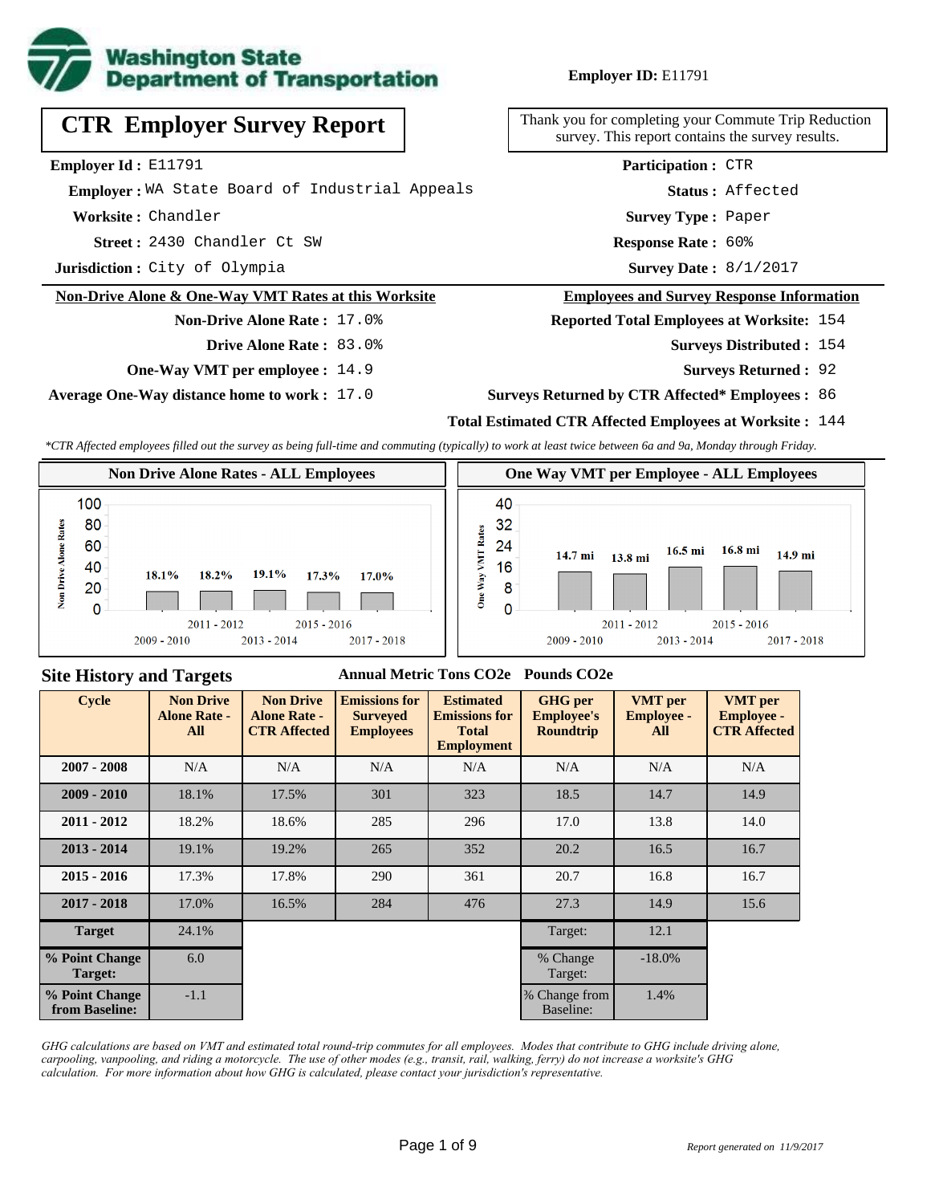**Employer ID:** E11791

# CTR Employer Survey Report

Thank you for completing your Commute Trip Reduction survey. This report contains the survey results.

**Employer Id :** E11791
**Employer :** WA State Board of Industrial Appeals
**Worksite :** Chandler
**Street :** 2430 Chandler Ct SW
**Jurisdiction :** City of Olympia

**Participation :** CTR
**Status :** Affected
**Survey Type :** Paper
**Response Rate :** 60%
**Survey Date :** 8/1/2017

## Non-Drive Alone & One-Way VMT Rates at this Worksite

**Non-Drive Alone Rate :** 17.0%
**Drive Alone Rate :** 83.0%
**One-Way VMT per employee :** 14.9
**Average One-Way distance home to work :** 17.0

## Employees and Survey Response Information

**Reported Total Employees at Worksite:** 154
**Surveys Distributed :** 154
**Surveys Returned :** 92
**Surveys Returned by CTR Affected* Employees :** 86
**Total Estimated CTR Affected Employees at Worksite :** 144

*CTR Affected employees filled out the survey as being full-time and commuting (typically) to work at least twice between 6a and 9a, Monday through Friday.*

### Non Drive Alone Rates - ALL Employees

| Cycle | Non Drive Alone Rate |
|---|---|
| 2009 - 2010 | 18.1% |
| 2011 - 2012 | 18.2% |
| 2013 - 2014 | 19.1% |
| 2015 - 2016 | 17.3% |
| 2017 - 2018 | 17.0% |

### One Way VMT per Employee - ALL Employees

| Cycle | One Way VMT |
|---|---|
| 2009 - 2010 | 14.7 mi |
| 2011 - 2012 | 13.8 mi |
| 2013 - 2014 | 16.5 mi |
| 2015 - 2016 | 16.8 mi |
| 2017 - 2018 | 14.9 mi |

## Site History and Targets

| Cycle | Non Drive Alone Rate - All | Non Drive Alone Rate - CTR Affected | Emissions for Surveyed Employees (Annual Metric Tons CO2e) | Estimated Emissions for Total Employment (Annual Metric Tons CO2e) | GHG per Employee's Roundtrip (Pounds CO2e) | VMT per Employee - All | VMT per Employee - CTR Affected |
|---|---|---|---|---|---|---|---|
| 2007 - 2008 | N/A | N/A | N/A | N/A | N/A | N/A | N/A |
| 2009 - 2010 | 18.1% | 17.5% | 301 | 323 | 18.5 | 14.7 | 14.9 |
| 2011 - 2012 | 18.2% | 18.6% | 285 | 296 | 17.0 | 13.8 | 14.0 |
| 2013 - 2014 | 19.1% | 19.2% | 265 | 352 | 20.2 | 16.5 | 16.7 |
| 2015 - 2016 | 17.3% | 17.8% | 290 | 361 | 20.7 | 16.8 | 16.7 |
| 2017 - 2018 | 17.0% | 16.5% | 284 | 476 | 27.3 | 14.9 | 15.6 |
| Target | 24.1% | | | | Target: | 12.1 | |
| % Point Change Target: | 6.0 | | | | % Change Target: | -18.0% | |
| % Point Change from Baseline: | -1.1 | | | | % Change from Baseline: | 1.4% | |

*GHG calculations are based on VMT and estimated total round-trip commutes for all employees. Modes that contribute to GHG include driving alone, carpooling, vanpooling, and riding a motorcycle. The use of other modes (e.g., transit, rail, walking, ferry) do not increase a worksite's GHG calculation. For more information about how GHG is calculated, please contact your jurisdiction's representative.*

*Report generated on 11/9/2017*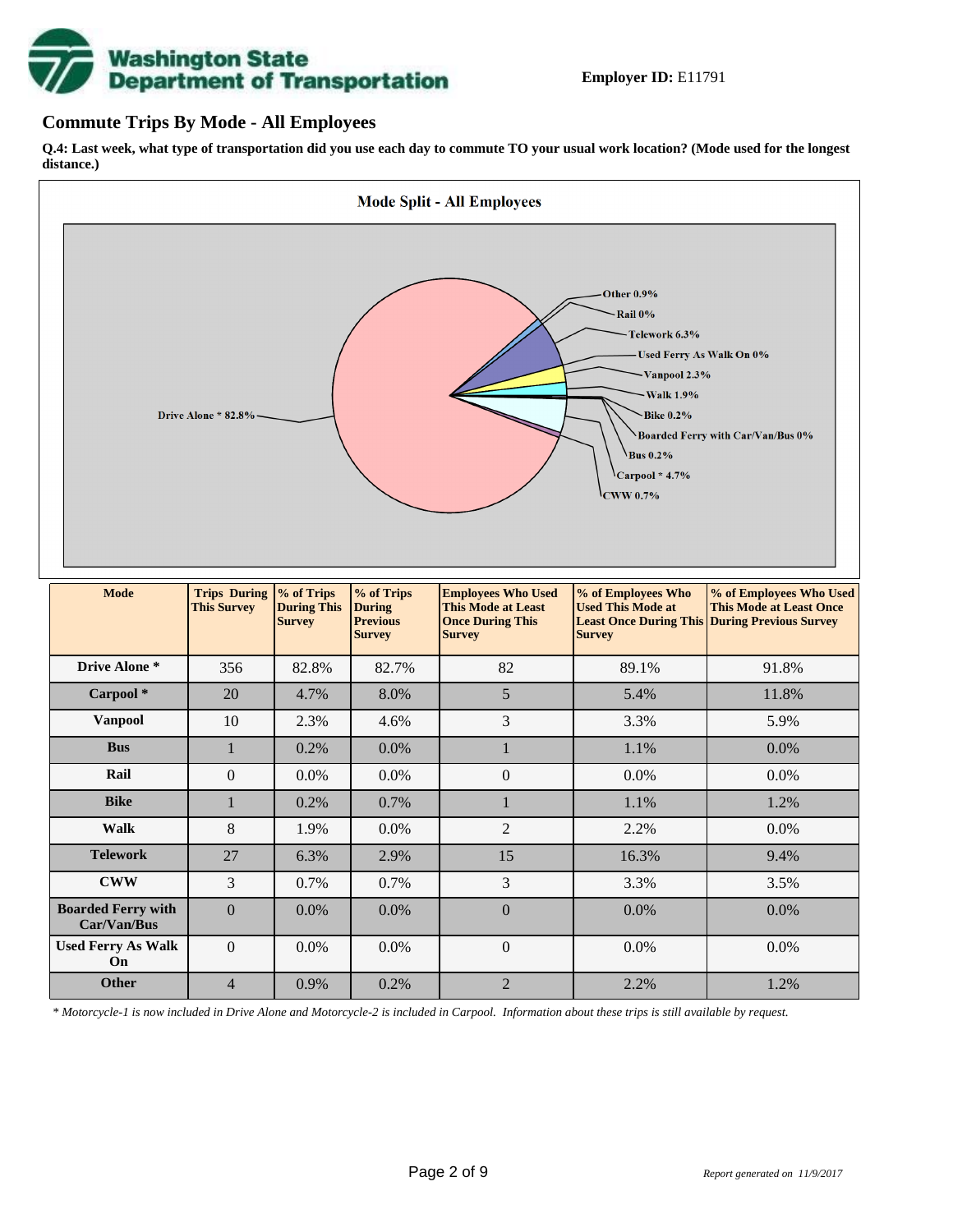**Employer ID:** E11791

## Commute Trips By Mode - All Employees

**Q.4: Last week, what type of transportation did you use each day to commute TO your usual work location? (Mode used for the longest distance.)**

**Mode Split - All Employees**

Other 0.9%
Rail 0%
Telework 6.3%
Used Ferry As Walk On 0%
Vanpool 2.3%
Walk 1.9%
Bike 0.2%
Boarded Ferry with Car/Van/Bus 0%
Bus 0.2%
Carpool * 4.7%
CWW 0.7%
Drive Alone * 82.8%

| Mode | Trips During This Survey | % of Trips During This Survey | % of Trips During Previous Survey | Employees Who Used This Mode at Least Once During This Survey | % of Employees Who Used This Mode at Least Once During This Survey | % of Employees Who Used This Mode at Least Once During Previous Survey |
|---|---|---|---|---|---|---|
| Drive Alone * | 356 | 82.8% | 82.7% | 82 | 89.1% | 91.8% |
| Carpool * | 20 | 4.7% | 8.0% | 5 | 5.4% | 11.8% |
| Vanpool | 10 | 2.3% | 4.6% | 3 | 3.3% | 5.9% |
| Bus | 1 | 0.2% | 0.0% | 1 | 1.1% | 0.0% |
| Rail | 0 | 0.0% | 0.0% | 0 | 0.0% | 0.0% |
| Bike | 1 | 0.2% | 0.7% | 1 | 1.1% | 1.2% |
| Walk | 8 | 1.9% | 0.0% | 2 | 2.2% | 0.0% |
| Telework | 27 | 6.3% | 2.9% | 15 | 16.3% | 9.4% |
| CWW | 3 | 0.7% | 0.7% | 3 | 3.3% | 3.5% |
| Boarded Ferry with Car/Van/Bus | 0 | 0.0% | 0.0% | 0 | 0.0% | 0.0% |
| Used Ferry As Walk On | 0 | 0.0% | 0.0% | 0 | 0.0% | 0.0% |
| Other | 4 | 0.9% | 0.2% | 2 | 2.2% | 1.2% |

*\* Motorcycle-1 is now included in Drive Alone and Motorcycle-2 is included in Carpool. Information about these trips is still available by request.*

*Report generated on 11/9/2017*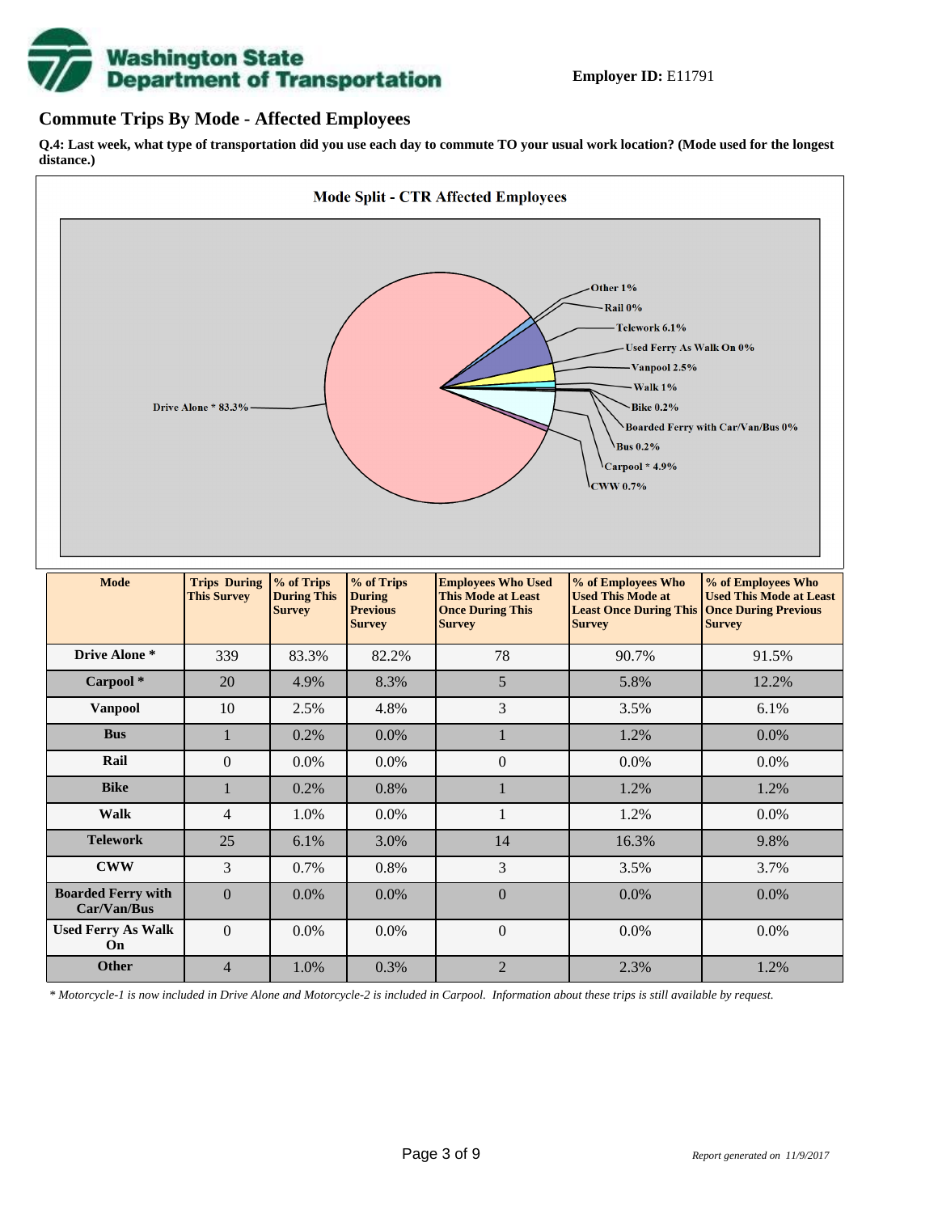**Employer ID:** E11791

## Commute Trips By Mode - Affected Employees

**Q.4: Last week, what type of transportation did you use each day to commute TO your usual work location? (Mode used for the longest distance.)**

**Mode Split - CTR Affected Employees**

Drive Alone * 83.3%
Other 1%
Rail 0%
Telework 6.1%
Used Ferry As Walk On 0%
Vanpool 2.5%
Walk 1%
Bike 0.2%
Boarded Ferry with Car/Van/Bus 0%
Bus 0.2%
Carpool * 4.9%
CWW 0.7%

| Mode | Trips During This Survey | % of Trips During This Survey | % of Trips During Previous Survey | Employees Who Used This Mode at Least Once During This Survey | % of Employees Who Used This Mode at Least Once During This Survey | % of Employees Who Used This Mode at Least Once During Previous Survey |
|---|---|---|---|---|---|---|
| Drive Alone * | 339 | 83.3% | 82.2% | 78 | 90.7% | 91.5% |
| Carpool * | 20 | 4.9% | 8.3% | 5 | 5.8% | 12.2% |
| Vanpool | 10 | 2.5% | 4.8% | 3 | 3.5% | 6.1% |
| Bus | 1 | 0.2% | 0.0% | 1 | 1.2% | 0.0% |
| Rail | 0 | 0.0% | 0.0% | 0 | 0.0% | 0.0% |
| Bike | 1 | 0.2% | 0.8% | 1 | 1.2% | 1.2% |
| Walk | 4 | 1.0% | 0.0% | 1 | 1.2% | 0.0% |
| Telework | 25 | 6.1% | 3.0% | 14 | 16.3% | 9.8% |
| CWW | 3 | 0.7% | 0.8% | 3 | 3.5% | 3.7% |
| Boarded Ferry with Car/Van/Bus | 0 | 0.0% | 0.0% | 0 | 0.0% | 0.0% |
| Used Ferry As Walk On | 0 | 0.0% | 0.0% | 0 | 0.0% | 0.0% |
| Other | 4 | 1.0% | 0.3% | 2 | 2.3% | 1.2% |

*\* Motorcycle-1 is now included in Drive Alone and Motorcycle-2 is included in Carpool. Information about these trips is still available by request.*

*Report generated on 11/9/2017*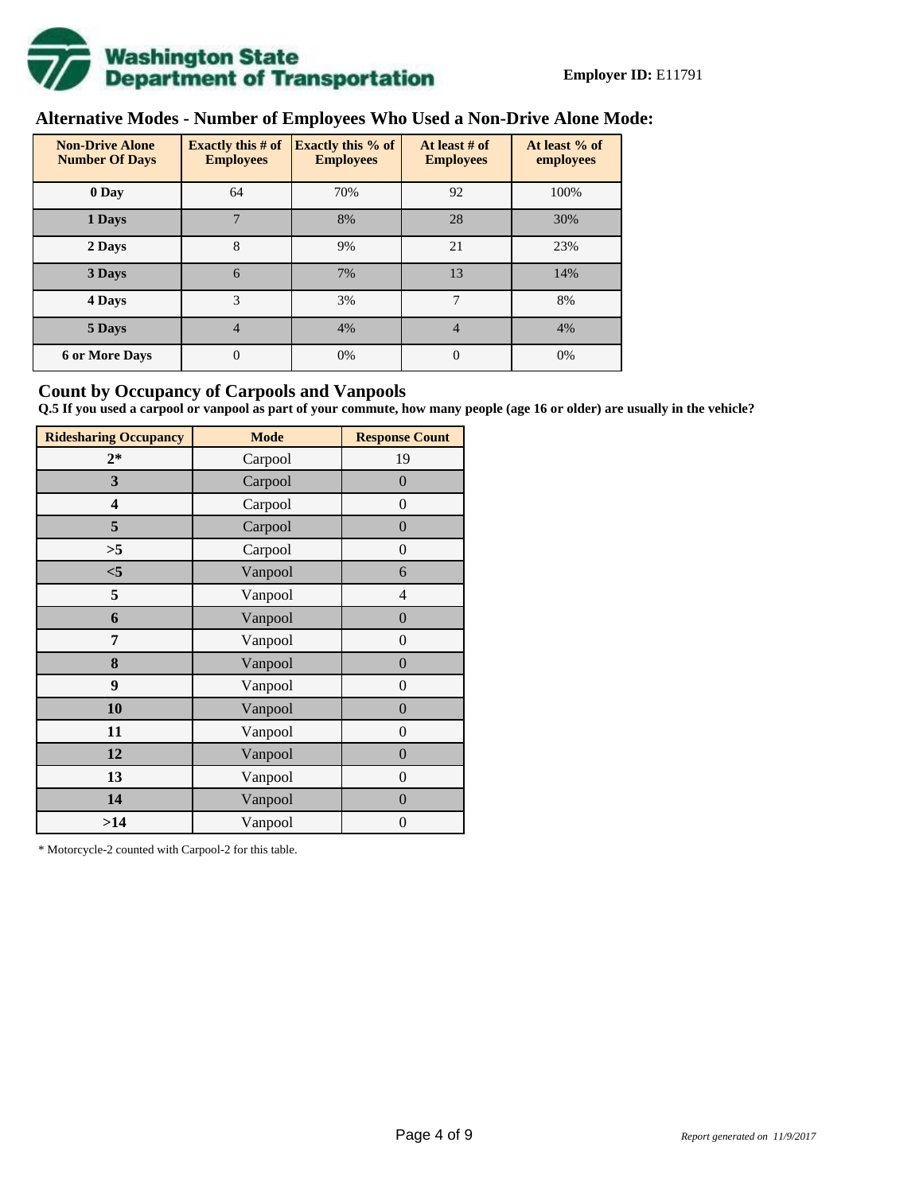**Employer ID:** E11791

## Alternative Modes - Number of Employees Who Used a Non-Drive Alone Mode:

| Non-Drive Alone Number Of Days | Exactly this # of Employees | Exactly this % of Employees | At least # of Employees | At least % of employees |
|---|---|---|---|---|
| 0 Day | 64 | 70% | 92 | 100% |
| 1 Days | 7 | 8% | 28 | 30% |
| 2 Days | 8 | 9% | 21 | 23% |
| 3 Days | 6 | 7% | 13 | 14% |
| 4 Days | 3 | 3% | 7 | 8% |
| 5 Days | 4 | 4% | 4 | 4% |
| 6 or More Days | 0 | 0% | 0 | 0% |

## Count by Occupancy of Carpools and Vanpools

**Q.5 If you used a carpool or vanpool as part of your commute, how many people (age 16 or older) are usually in the vehicle?**

| Ridesharing Occupancy | Mode | Response Count |
|---|---|---|
| 2* | Carpool | 19 |
| 3 | Carpool | 0 |
| 4 | Carpool | 0 |
| 5 | Carpool | 0 |
| >5 | Carpool | 0 |
| <5 | Vanpool | 6 |
| 5 | Vanpool | 4 |
| 6 | Vanpool | 0 |
| 7 | Vanpool | 0 |
| 8 | Vanpool | 0 |
| 9 | Vanpool | 0 |
| 10 | Vanpool | 0 |
| 11 | Vanpool | 0 |
| 12 | Vanpool | 0 |
| 13 | Vanpool | 0 |
| 14 | Vanpool | 0 |
| >14 | Vanpool | 0 |

* Motorcycle-2 counted with Carpool-2 for this table.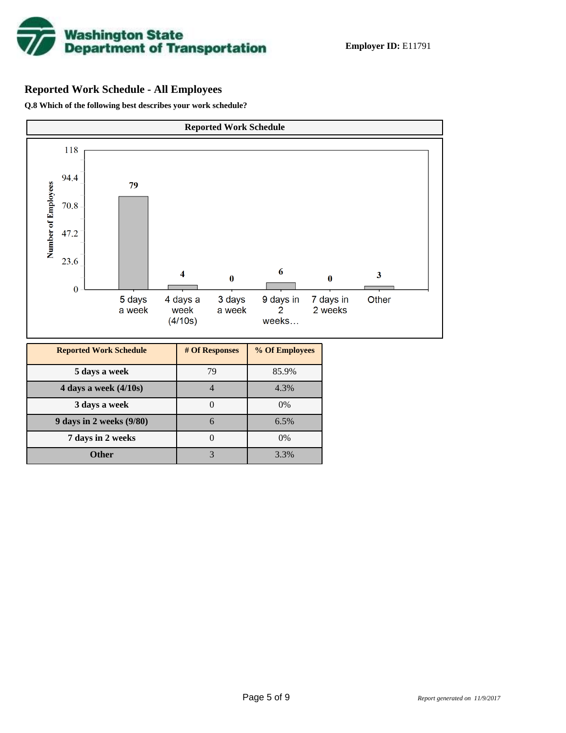Washington State Department of Transportation

**Employer ID:** E11791

## Reported Work Schedule - All Employees

**Q.8 Which of the following best describes your work schedule?**

**Reported Work Schedule**

| Reported Work Schedule | # Of Responses | % Of Employees |
|---|---|---|
| 5 days a week | 79 | 85.9% |
| 4 days a week (4/10s) | 4 | 4.3% |
| 3 days a week | 0 | 0% |
| 9 days in 2 weeks (9/80) | 6 | 6.5% |
| 7 days in 2 weeks | 0 | 0% |
| Other | 3 | 3.3% |

*Report generated on 11/9/2017*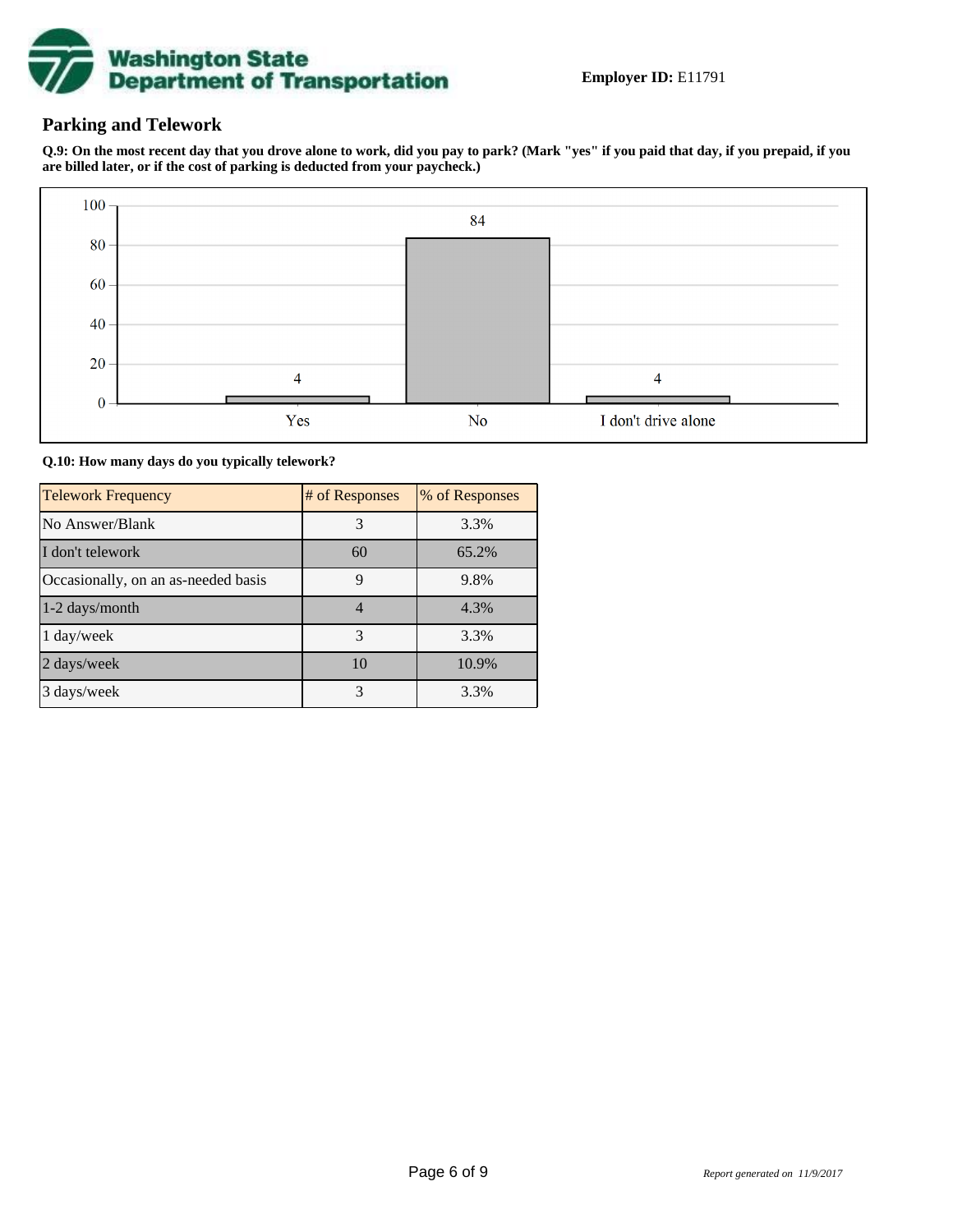**Employer ID:** E11791

## Parking and Telework

**Q.9: On the most recent day that you drove alone to work, did you pay to park? (Mark "yes" if you paid that day, if you prepaid, if you are billed later, or if the cost of parking is deducted from your paycheck.)**

| Response | Count |
|---|---|
| Yes | 4 |
| No | 84 |
| I don't drive alone | 4 |

**Q.10: How many days do you typically telework?**

| Telework Frequency | # of Responses | % of Responses |
|---|---|---|
| No Answer/Blank | 3 | 3.3% |
| I don't telework | 60 | 65.2% |
| Occasionally, on an as-needed basis | 9 | 9.8% |
| 1-2 days/month | 4 | 4.3% |
| 1 day/week | 3 | 3.3% |
| 2 days/week | 10 | 10.9% |
| 3 days/week | 3 | 3.3% |

*Report generated on 11/9/2017*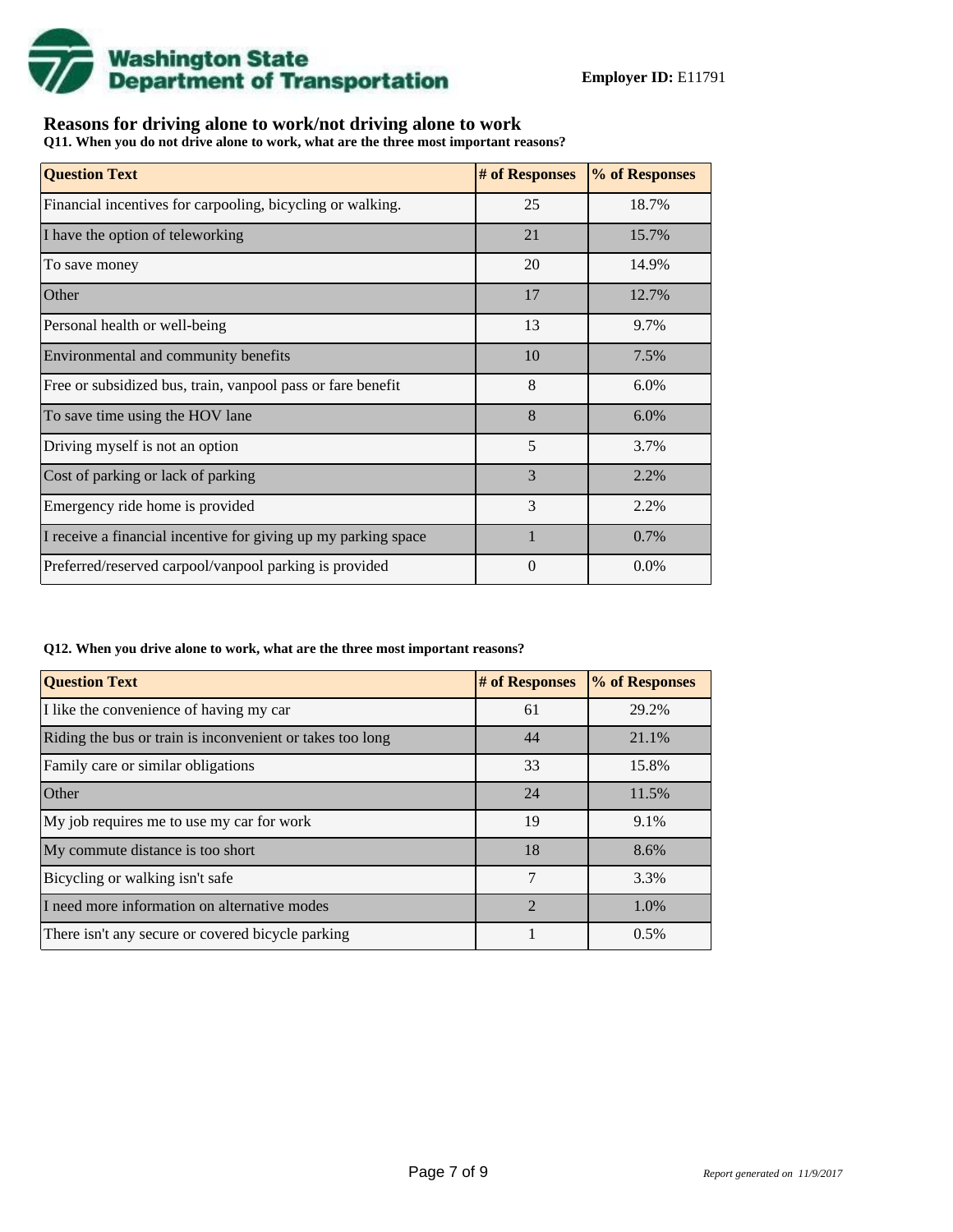**Employer ID:** E11791

## Reasons for driving alone to work/not driving alone to work

**Q11. When you do not drive alone to work, what are the three most important reasons?**

| Question Text | # of Responses | % of Responses |
|---|---|---|
| Financial incentives for carpooling, bicycling or walking. | 25 | 18.7% |
| I have the option of teleworking | 21 | 15.7% |
| To save money | 20 | 14.9% |
| Other | 17 | 12.7% |
| Personal health or well-being | 13 | 9.7% |
| Environmental and community benefits | 10 | 7.5% |
| Free or subsidized bus, train, vanpool pass or fare benefit | 8 | 6.0% |
| To save time using the HOV lane | 8 | 6.0% |
| Driving myself is not an option | 5 | 3.7% |
| Cost of parking or lack of parking | 3 | 2.2% |
| Emergency ride home is provided | 3 | 2.2% |
| I receive a financial incentive for giving up my parking space | 1 | 0.7% |
| Preferred/reserved carpool/vanpool parking is provided | 0 | 0.0% |

**Q12. When you drive alone to work, what are the three most important reasons?**

| Question Text | # of Responses | % of Responses |
|---|---|---|
| I like the convenience of having my car | 61 | 29.2% |
| Riding the bus or train is inconvenient or takes too long | 44 | 21.1% |
| Family care or similar obligations | 33 | 15.8% |
| Other | 24 | 11.5% |
| My job requires me to use my car for work | 19 | 9.1% |
| My commute distance is too short | 18 | 8.6% |
| Bicycling or walking isn't safe | 7 | 3.3% |
| I need more information on alternative modes | 2 | 1.0% |
| There isn't any secure or covered bicycle parking | 1 | 0.5% |

*Report generated on 11/9/2017*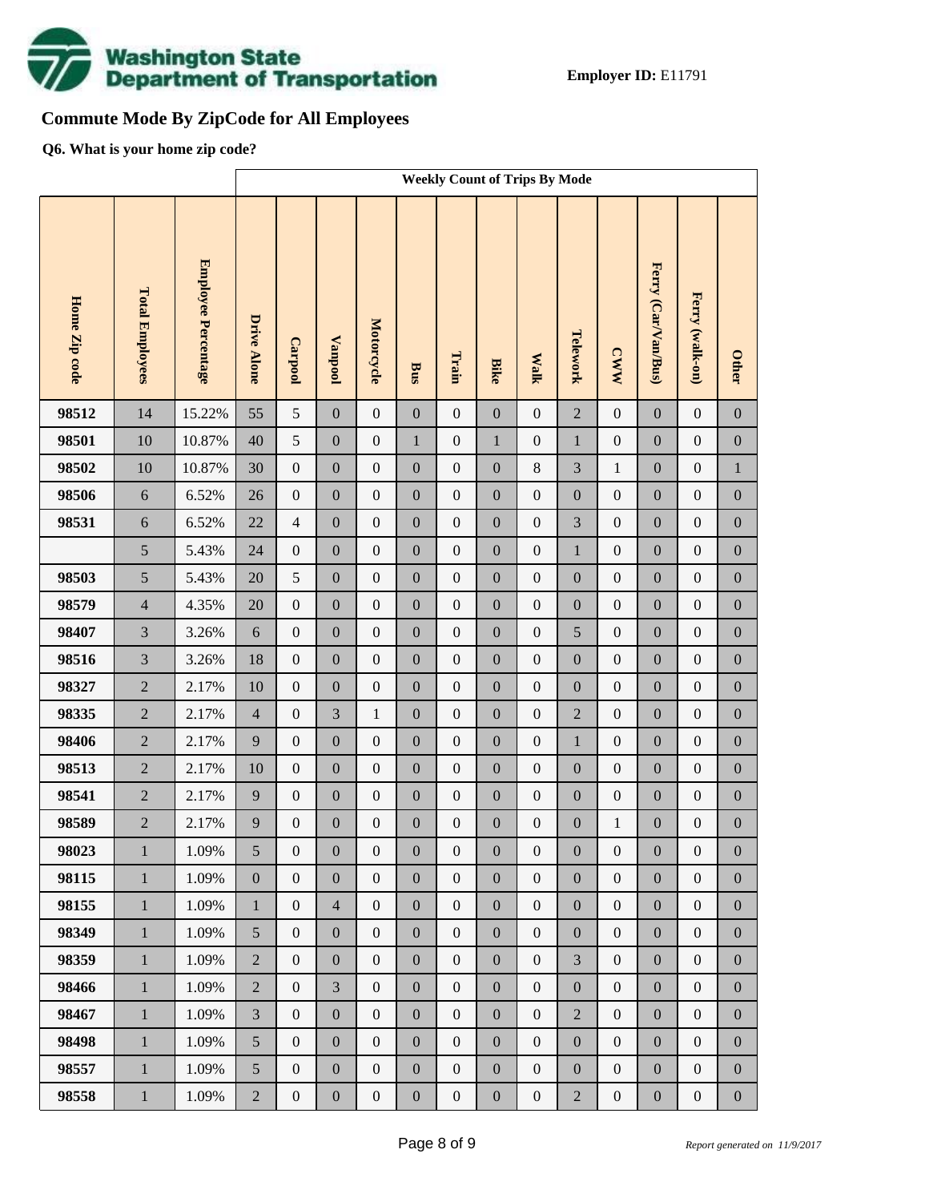**Employer ID:** E11791

## Commute Mode By ZipCode for All Employees

**Q6. What is your home zip code?**

| | | | Weekly Count of Trips By Mode | | | | | | | | | | | | |
|---|---|---|---|---|---|---|---|---|---|---|---|---|---|---|---|
| Home Zip code | Total Employees | Employee Percentage | Drive Alone | Carpool | Vanpool | Motorcycle | Bus | Train | Bike | Walk | Telework | CWW | Ferry (Car/Van/Bus) | Ferry (walk-on) | Other |
| 98512 | 14 | 15.22% | 55 | 5 | 0 | 0 | 0 | 0 | 0 | 0 | 2 | 0 | 0 | 0 | 0 |
| 98501 | 10 | 10.87% | 40 | 5 | 0 | 0 | 1 | 0 | 1 | 0 | 1 | 0 | 0 | 0 | 0 |
| 98502 | 10 | 10.87% | 30 | 0 | 0 | 0 | 0 | 0 | 0 | 8 | 3 | 1 | 0 | 0 | 1 |
| 98506 | 6 | 6.52% | 26 | 0 | 0 | 0 | 0 | 0 | 0 | 0 | 0 | 0 | 0 | 0 | 0 |
| 98531 | 6 | 6.52% | 22 | 4 | 0 | 0 | 0 | 0 | 0 | 0 | 3 | 0 | 0 | 0 | 0 |
| | 5 | 5.43% | 24 | 0 | 0 | 0 | 0 | 0 | 0 | 0 | 1 | 0 | 0 | 0 | 0 |
| 98503 | 5 | 5.43% | 20 | 5 | 0 | 0 | 0 | 0 | 0 | 0 | 0 | 0 | 0 | 0 | 0 |
| 98579 | 4 | 4.35% | 20 | 0 | 0 | 0 | 0 | 0 | 0 | 0 | 0 | 0 | 0 | 0 | 0 |
| 98407 | 3 | 3.26% | 6 | 0 | 0 | 0 | 0 | 0 | 0 | 0 | 5 | 0 | 0 | 0 | 0 |
| 98516 | 3 | 3.26% | 18 | 0 | 0 | 0 | 0 | 0 | 0 | 0 | 0 | 0 | 0 | 0 | 0 |
| 98327 | 2 | 2.17% | 10 | 0 | 0 | 0 | 0 | 0 | 0 | 0 | 0 | 0 | 0 | 0 | 0 |
| 98335 | 2 | 2.17% | 4 | 0 | 3 | 1 | 0 | 0 | 0 | 0 | 2 | 0 | 0 | 0 | 0 |
| 98406 | 2 | 2.17% | 9 | 0 | 0 | 0 | 0 | 0 | 0 | 0 | 1 | 0 | 0 | 0 | 0 |
| 98513 | 2 | 2.17% | 10 | 0 | 0 | 0 | 0 | 0 | 0 | 0 | 0 | 0 | 0 | 0 | 0 |
| 98541 | 2 | 2.17% | 9 | 0 | 0 | 0 | 0 | 0 | 0 | 0 | 0 | 0 | 0 | 0 | 0 |
| 98589 | 2 | 2.17% | 9 | 0 | 0 | 0 | 0 | 0 | 0 | 0 | 0 | 1 | 0 | 0 | 0 |
| 98023 | 1 | 1.09% | 5 | 0 | 0 | 0 | 0 | 0 | 0 | 0 | 0 | 0 | 0 | 0 | 0 |
| 98115 | 1 | 1.09% | 0 | 0 | 0 | 0 | 0 | 0 | 0 | 0 | 0 | 0 | 0 | 0 | 0 |
| 98155 | 1 | 1.09% | 1 | 0 | 4 | 0 | 0 | 0 | 0 | 0 | 0 | 0 | 0 | 0 | 0 |
| 98349 | 1 | 1.09% | 5 | 0 | 0 | 0 | 0 | 0 | 0 | 0 | 0 | 0 | 0 | 0 | 0 |
| 98359 | 1 | 1.09% | 2 | 0 | 0 | 0 | 0 | 0 | 0 | 0 | 3 | 0 | 0 | 0 | 0 |
| 98466 | 1 | 1.09% | 2 | 0 | 3 | 0 | 0 | 0 | 0 | 0 | 0 | 0 | 0 | 0 | 0 |
| 98467 | 1 | 1.09% | 3 | 0 | 0 | 0 | 0 | 0 | 0 | 0 | 2 | 0 | 0 | 0 | 0 |
| 98498 | 1 | 1.09% | 5 | 0 | 0 | 0 | 0 | 0 | 0 | 0 | 0 | 0 | 0 | 0 | 0 |
| 98557 | 1 | 1.09% | 5 | 0 | 0 | 0 | 0 | 0 | 0 | 0 | 0 | 0 | 0 | 0 | 0 |
| 98558 | 1 | 1.09% | 2 | 0 | 0 | 0 | 0 | 0 | 0 | 0 | 2 | 0 | 0 | 0 | 0 |

*Report generated on 11/9/2017*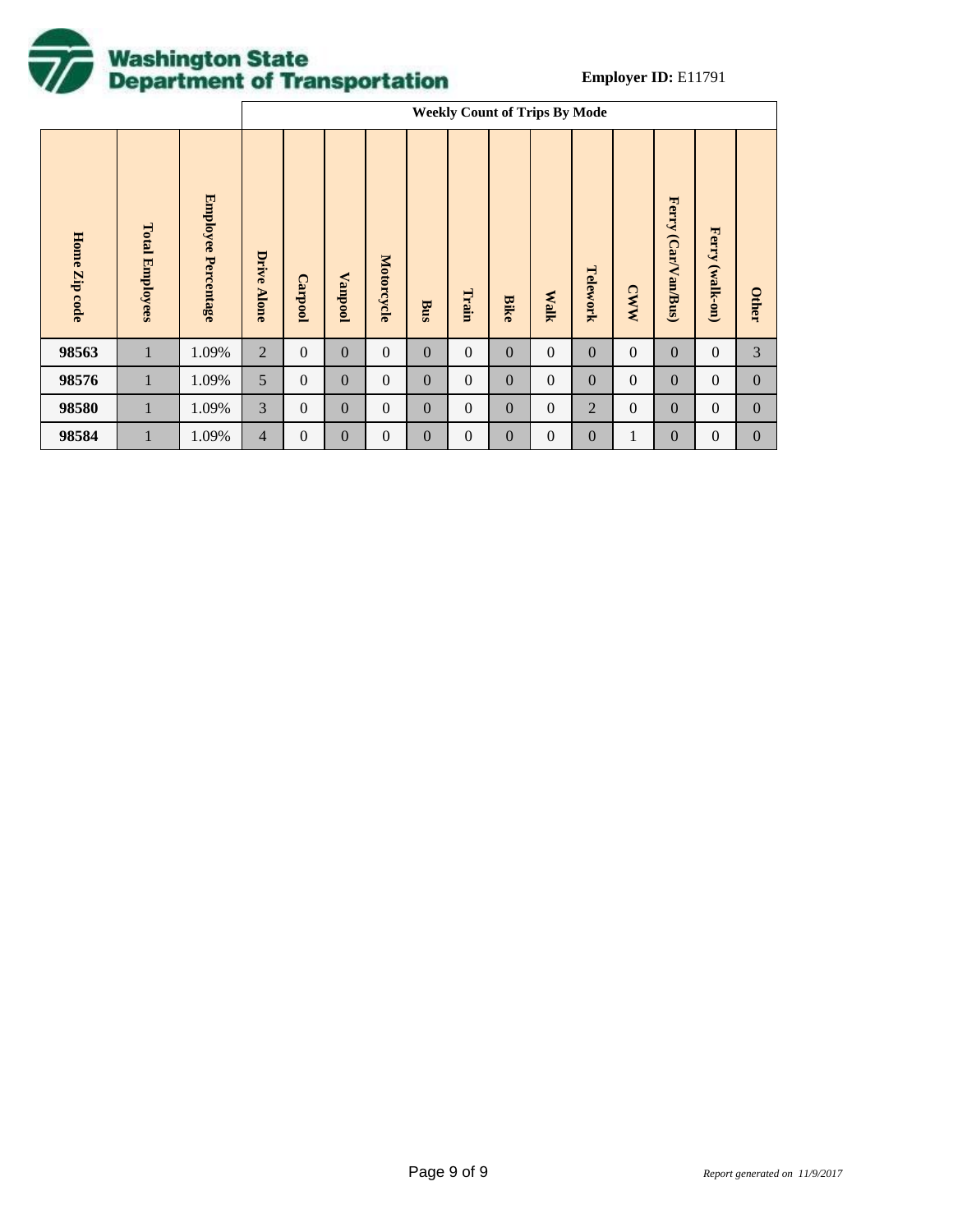**Employer ID:** E11791

| Home Zip code | Total Employees | Employee Percentage | Weekly Count of Trips By Mode | | | | | | | | | | | | |
|---|---|---|---|---|---|---|---|---|---|---|---|---|---|---|---|
| | | | Drive Alone | Carpool | Vanpool | Motorcycle | Bus | Train | Bike | Walk | Telework | CWW | Ferry (Car/Van/Bus) | Ferry (walk-on) | Other |
| 98563 | 1 | 1.09% | 2 | 0 | 0 | 0 | 0 | 0 | 0 | 0 | 0 | 0 | 0 | 0 | 3 |
| 98576 | 1 | 1.09% | 5 | 0 | 0 | 0 | 0 | 0 | 0 | 0 | 0 | 0 | 0 | 0 | 0 |
| 98580 | 1 | 1.09% | 3 | 0 | 0 | 0 | 0 | 0 | 0 | 0 | 2 | 0 | 0 | 0 | 0 |
| 98584 | 1 | 1.09% | 4 | 0 | 0 | 0 | 0 | 0 | 0 | 0 | 0 | 1 | 0 | 0 | 0 |

*Report generated on 11/9/2017*